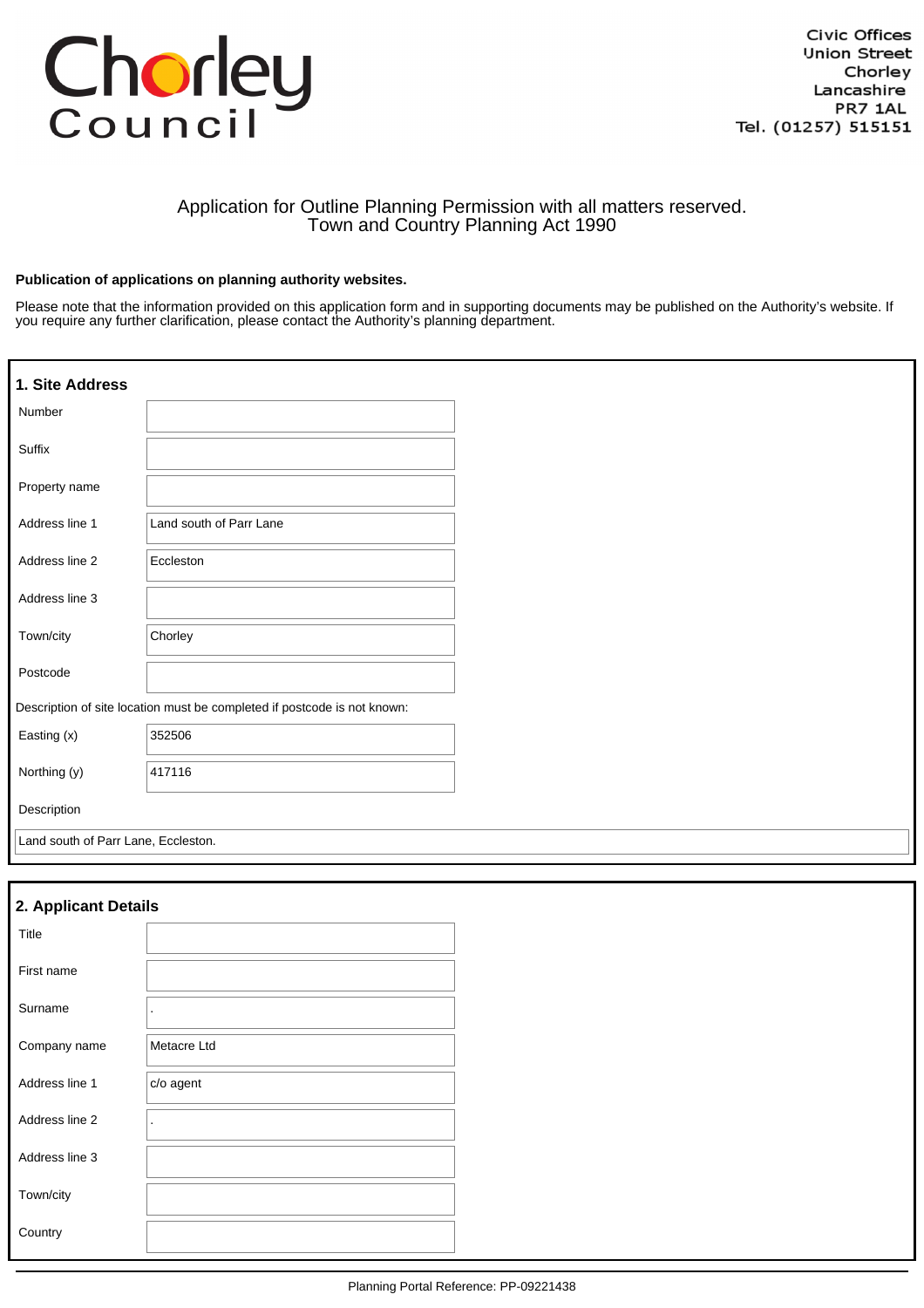Chorley Council

Civic Offices
Union Street
Chorley
Lancashire
PR7 1AL
Tel. (01257) 515151

# Application for Outline Planning Permission with all matters reserved.
Town and Country Planning Act 1990

**Publication of applications on planning authority websites.**

Please note that the information provided on this application form and in supporting documents may be published on the Authority's website. If you require any further clarification, please contact the Authority's planning department.

## 1. Site Address

| | |
|---|---|
| Number | |
| Suffix | |
| Property name | |
| Address line 1 | Land south of Parr Lane |
| Address line 2 | Eccleston |
| Address line 3 | |
| Town/city | Chorley |
| Postcode | |

Description of site location must be completed if postcode is not known:

| | |
|---|---|
| Easting (x) | 352506 |
| Northing (y) | 417116 |

Description

Land south of Parr Lane, Eccleston.

## 2. Applicant Details

| | |
|---|---|
| Title | |
| First name | |
| Surname | . |
| Company name | Metacre Ltd |
| Address line 1 | c/o agent |
| Address line 2 | . |
| Address line 3 | |
| Town/city | |
| Country | |

Planning Portal Reference: PP-09221438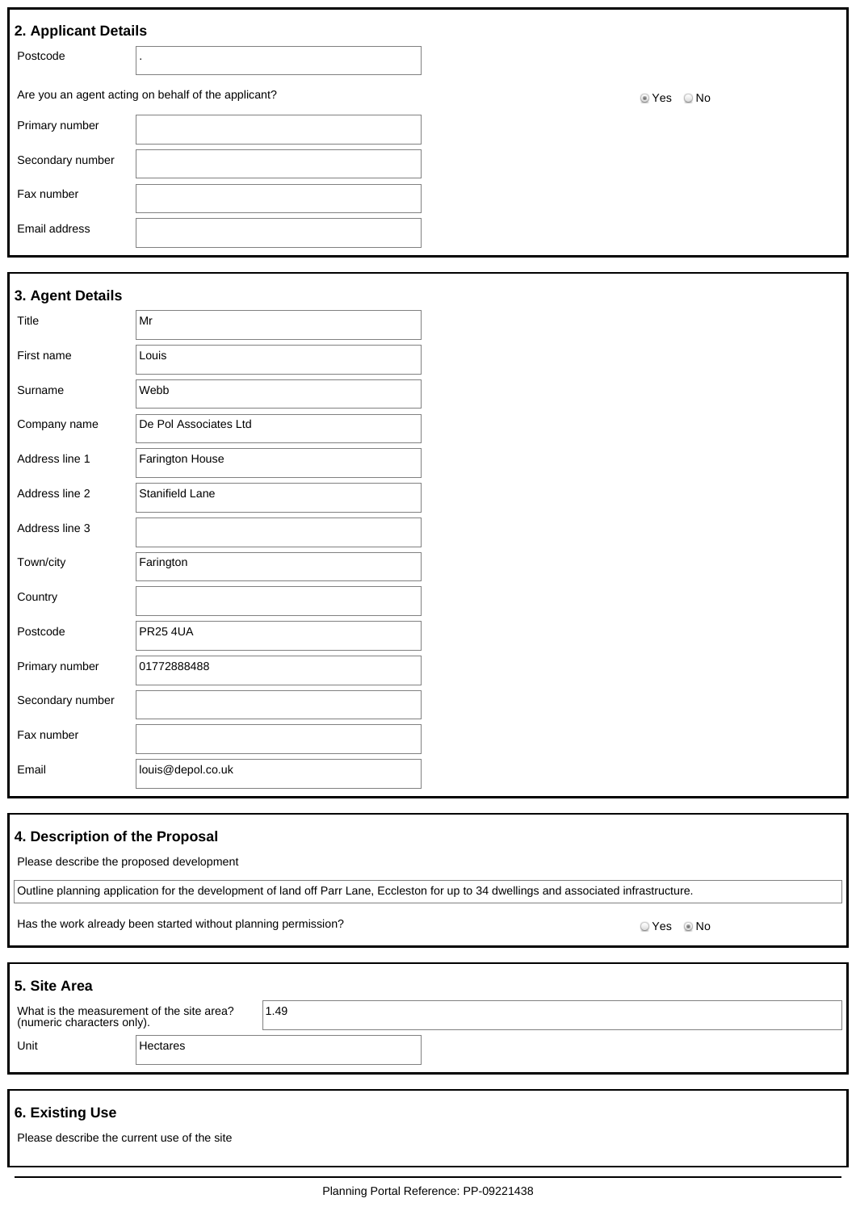## 2. Applicant Details

| | |
|---|---|
| Postcode | . |

Are you an agent acting on behalf of the applicant? ◉ Yes ○ No

| | |
|---|---|
| Primary number | |
| Secondary number | |
| Fax number | |
| Email address | |

## 3. Agent Details

| | |
|---|---|
| Title | Mr |
| First name | Louis |
| Surname | Webb |
| Company name | De Pol Associates Ltd |
| Address line 1 | Farington House |
| Address line 2 | Stanifield Lane |
| Address line 3 | |
| Town/city | Farington |
| Country | |
| Postcode | PR25 4UA |
| Primary number | 01772888488 |
| Secondary number | |
| Fax number | |
| Email | louis@depol.co.uk |

## 4. Description of the Proposal

Please describe the proposed development

Outline planning application for the development of land off Parr Lane, Eccleston for up to 34 dwellings and associated infrastructure.

Has the work already been started without planning permission? ○ Yes ◉ No

## 5. Site Area

| | |
|---|---|
| What is the measurement of the site area? (numeric characters only). | 1.49 |
| Unit | Hectares |

## 6. Existing Use

Please describe the current use of the site

Planning Portal Reference: PP-09221438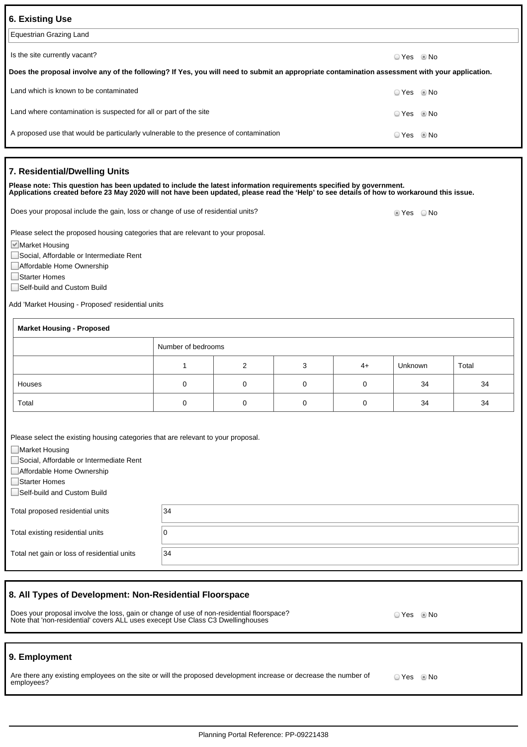## 6. Existing Use

Equestrian Grazing Land

Is the site currently vacant? ○ Yes ◉ No

**Does the proposal involve any of the following? If Yes, you will need to submit an appropriate contamination assessment with your application.**

Land which is known to be contaminated ○ Yes ◉ No

Land where contamination is suspected for all or part of the site ○ Yes ◉ No

A proposed use that would be particularly vulnerable to the presence of contamination ○ Yes ◉ No

## 7. Residential/Dwelling Units

**Please note: This question has been updated to include the latest information requirements specified by government. Applications created before 23 May 2020 will not have been updated, please read the 'Help' to see details of how to workaround this issue.**

Does your proposal include the gain, loss or change of use of residential units? ◉ Yes ○ No

Please select the proposed housing categories that are relevant to your proposal.

- [x] Market Housing
- [ ] Social, Affordable or Intermediate Rent
- [ ] Affordable Home Ownership
- [ ] Starter Homes
- [ ] Self-build and Custom Build

Add 'Market Housing - Proposed' residential units

| **Market Housing - Proposed** | | | | | | |
|---|---|---|---|---|---|---|
| | Number of bedrooms | | | | | |
| | 1 | 2 | 3 | 4+ | Unknown | Total |
| Houses | 0 | 0 | 0 | 0 | 34 | 34 |
| Total | 0 | 0 | 0 | 0 | 34 | 34 |

Please select the existing housing categories that are relevant to your proposal.

- [ ] Market Housing
- [ ] Social, Affordable or Intermediate Rent
- [ ] Affordable Home Ownership
- [ ] Starter Homes
- [ ] Self-build and Custom Build

| | |
|---|---|
| Total proposed residential units | 34 |
| Total existing residential units | 0 |
| Total net gain or loss of residential units | 34 |

## 8. All Types of Development: Non-Residential Floorspace

Does your proposal involve the loss, gain or change of use of non-residential floorspace? Note that 'non-residential' covers ALL uses execept Use Class C3 Dwellinghouses ○ Yes ◉ No

## 9. Employment

Are there any existing employees on the site or will the proposed development increase or decrease the number of employees? ○ Yes ◉ No

Planning Portal Reference: PP-09221438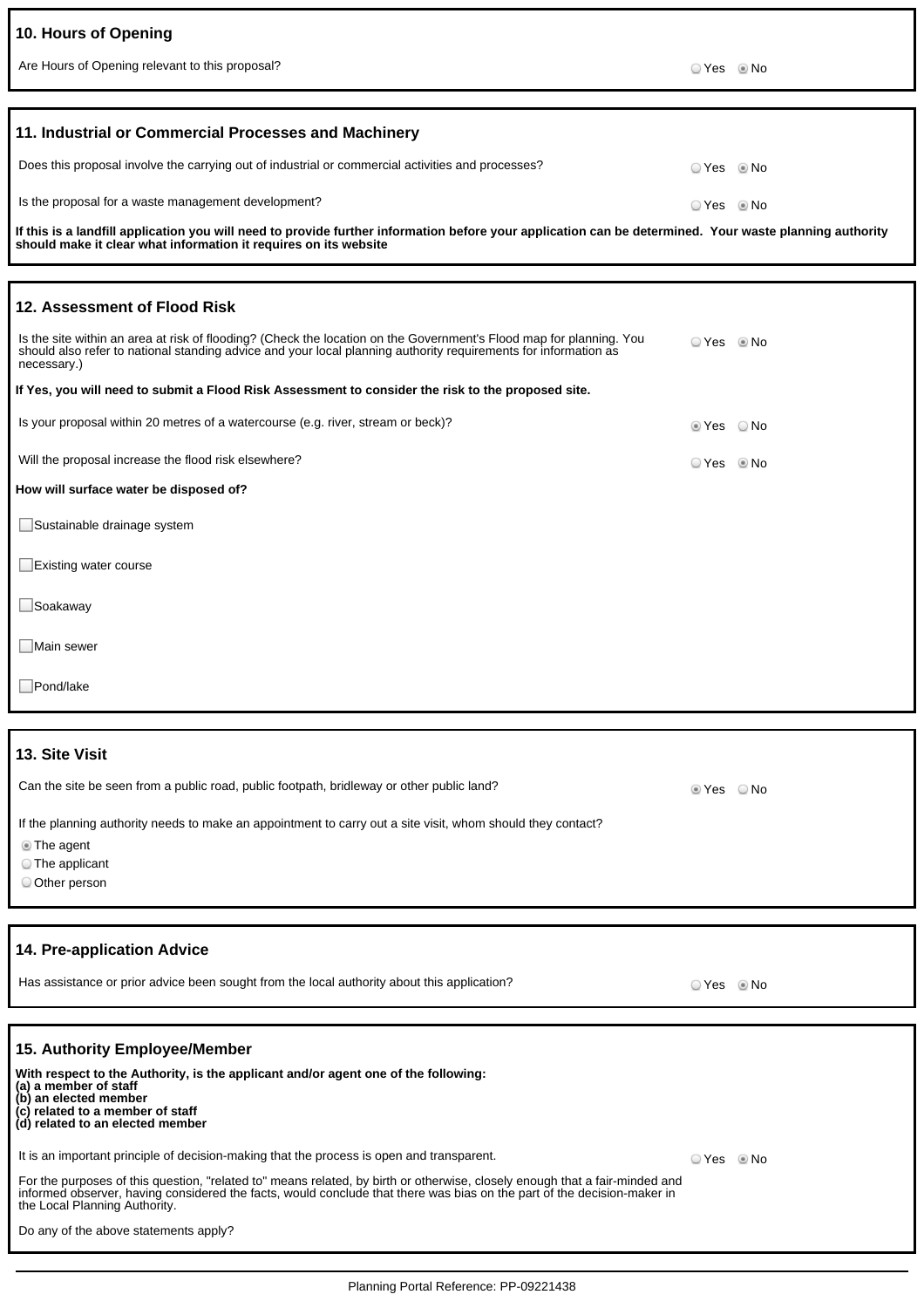## 10. Hours of Opening

Are Hours of Opening relevant to this proposal? ○ Yes ◉ No

## 11. Industrial or Commercial Processes and Machinery

Does this proposal involve the carrying out of industrial or commercial activities and processes? ○ Yes ◉ No

Is the proposal for a waste management development? ○ Yes ◉ No

**If this is a landfill application you will need to provide further information before your application can be determined. Your waste planning authority should make it clear what information it requires on its website**

## 12. Assessment of Flood Risk

Is the site within an area at risk of flooding? (Check the location on the Government's Flood map for planning. You should also refer to national standing advice and your local planning authority requirements for information as necessary.) ○ Yes ◉ No

**If Yes, you will need to submit a Flood Risk Assessment to consider the risk to the proposed site.**

Is your proposal within 20 metres of a watercourse (e.g. river, stream or beck)? ◉ Yes ○ No

Will the proposal increase the flood risk elsewhere? ○ Yes ◉ No

**How will surface water be disposed of?**

- ☐ Sustainable drainage system
- ☐ Existing water course
- ☐ Soakaway
- ☐ Main sewer
- ☐ Pond/lake

## 13. Site Visit

Can the site be seen from a public road, public footpath, bridleway or other public land? ◉ Yes ○ No

If the planning authority needs to make an appointment to carry out a site visit, whom should they contact?

- ◉ The agent
- ○ The applicant
- ○ Other person

## 14. Pre-application Advice

Has assistance or prior advice been sought from the local authority about this application? ○ Yes ◉ No

## 15. Authority Employee/Member

**With respect to the Authority, is the applicant and/or agent one of the following:**
**(a) a member of staff**
**(b) an elected member**
**(c) related to a member of staff**
**(d) related to an elected member**

It is an important principle of decision-making that the process is open and transparent. ○ Yes ◉ No

For the purposes of this question, "related to" means related, by birth or otherwise, closely enough that a fair-minded and informed observer, having considered the facts, would conclude that there was bias on the part of the decision-maker in the Local Planning Authority.

Do any of the above statements apply?

Planning Portal Reference: PP-09221438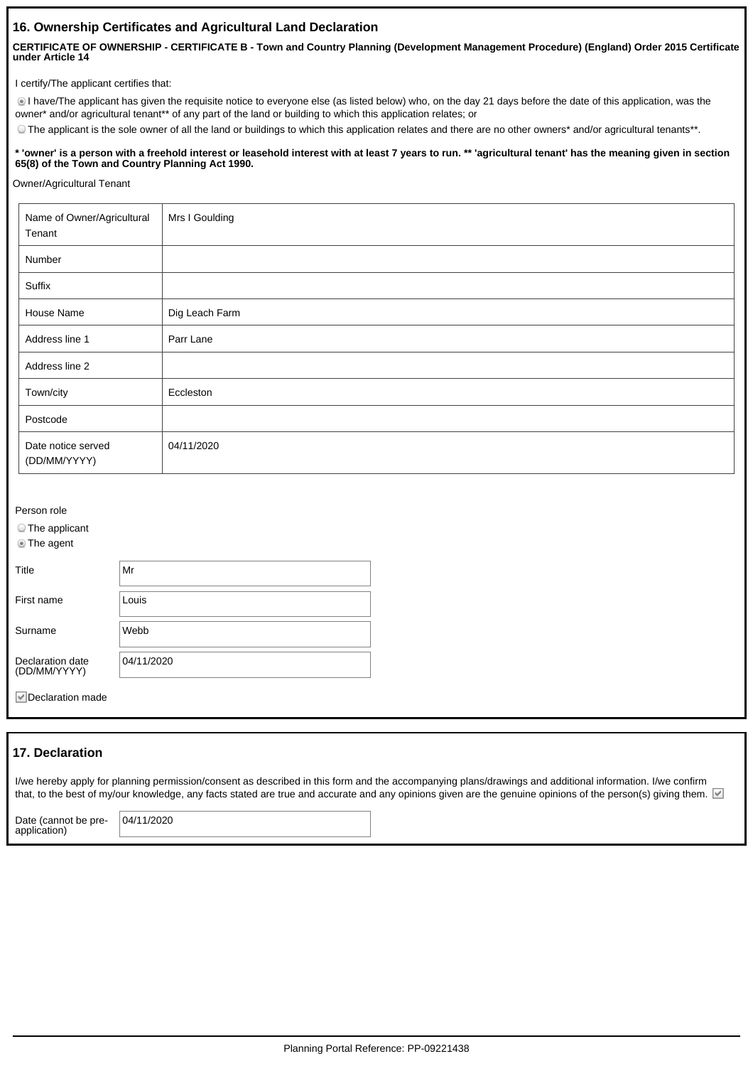## 16. Ownership Certificates and Agricultural Land Declaration

**CERTIFICATE OF OWNERSHIP - CERTIFICATE B - Town and Country Planning (Development Management Procedure) (England) Order 2015 Certificate under Article 14**

I certify/The applicant certifies that:

- (●) I have/The applicant has given the requisite notice to everyone else (as listed below) who, on the day 21 days before the date of this application, was the owner* and/or agricultural tenant** of any part of the land or building to which this application relates; or
- ( ) The applicant is the sole owner of all the land or buildings to which this application relates and there are no other owners* and/or agricultural tenants**.

**\* 'owner' is a person with a freehold interest or leasehold interest with at least 7 years to run. ** 'agricultural tenant' has the meaning given in section 65(8) of the Town and Country Planning Act 1990.**

Owner/Agricultural Tenant

| | |
|---|---|
| Name of Owner/Agricultural Tenant | Mrs I Goulding |
| Number | |
| Suffix | |
| House Name | Dig Leach Farm |
| Address line 1 | Parr Lane |
| Address line 2 | |
| Town/city | Eccleston |
| Postcode | |
| Date notice served (DD/MM/YYYY) | 04/11/2020 |

Person role

- ( ) The applicant
- (●) The agent

| | |
|---|---|
| Title | Mr |
| First name | Louis |
| Surname | Webb |
| Declaration date (DD/MM/YYYY) | 04/11/2020 |

☑ Declaration made

## 17. Declaration

I/we hereby apply for planning permission/consent as described in this form and the accompanying plans/drawings and additional information. I/we confirm that, to the best of my/our knowledge, any facts stated are true and accurate and any opinions given are the genuine opinions of the person(s) giving them. ☑

| | |
|---|---|
| Date (cannot be pre-application) | 04/11/2020 |

Planning Portal Reference: PP-09221438